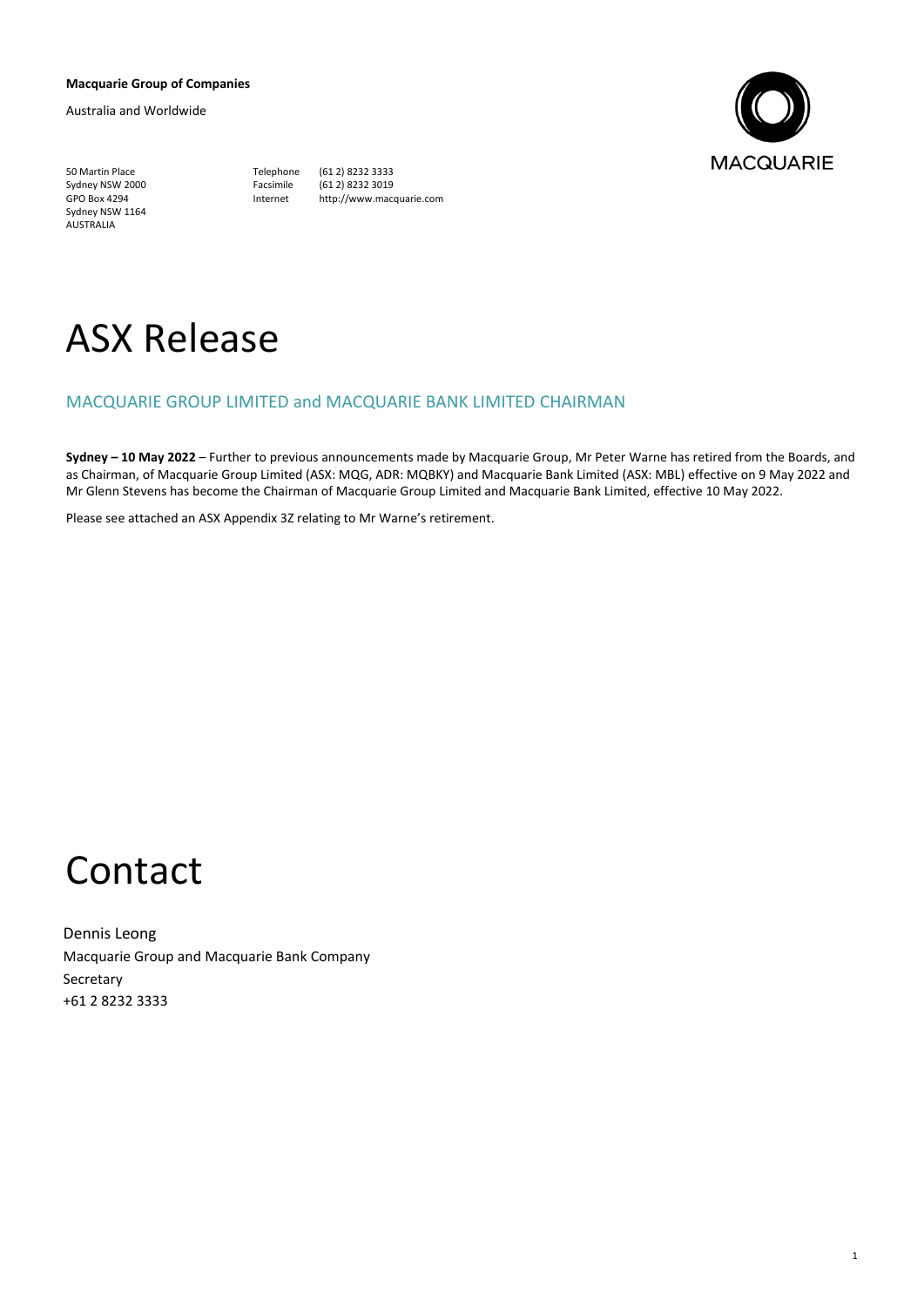**Macquarie Group of Companies**

Australia and Worldwide

50 Martin Place
Sydney NSW 2000
GPO Box 4294
Sydney NSW 1164
AUSTRALIA

Telephone (61 2) 8232 3333
Facsimile (61 2) 8232 3019
Internet http://www.macquarie.com

MACQUARIE

# ASX Release

## MACQUARIE GROUP LIMITED and MACQUARIE BANK LIMITED CHAIRMAN

**Sydney – 10 May 2022** – Further to previous announcements made by Macquarie Group, Mr Peter Warne has retired from the Boards, and as Chairman, of Macquarie Group Limited (ASX: MQG, ADR: MQBKY) and Macquarie Bank Limited (ASX: MBL) effective on 9 May 2022 and Mr Glenn Stevens has become the Chairman of Macquarie Group Limited and Macquarie Bank Limited, effective 10 May 2022.

Please see attached an ASX Appendix 3Z relating to Mr Warne's retirement.

# Contact

Dennis Leong
Macquarie Group and Macquarie Bank Company Secretary
+61 2 8232 3333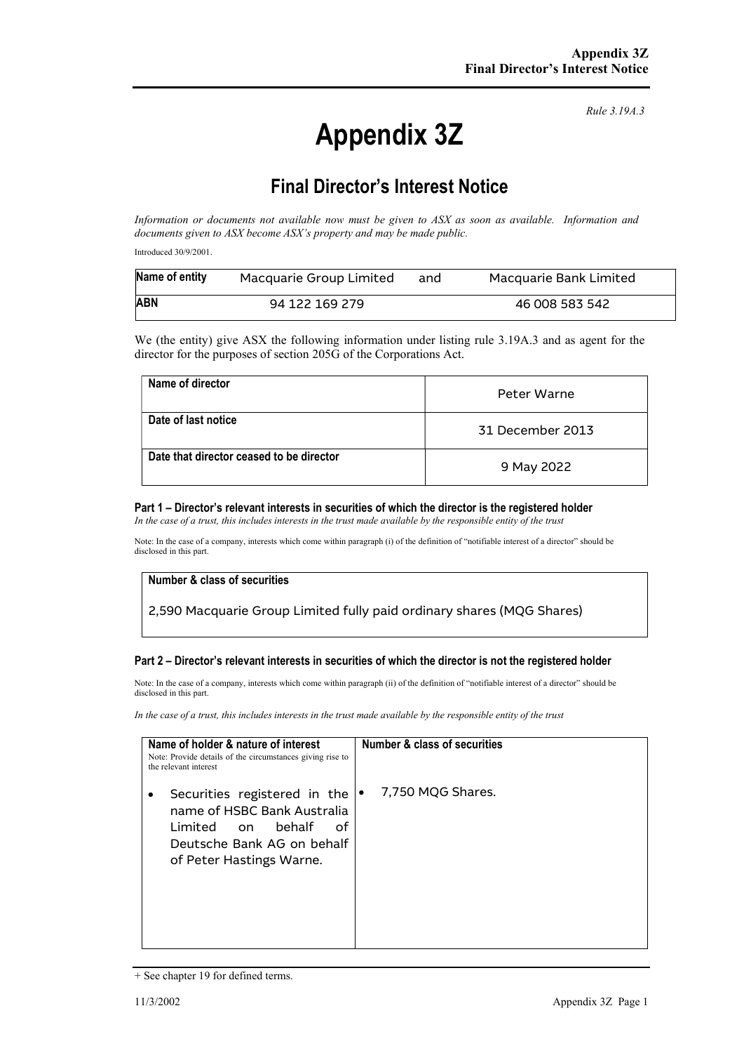*Rule 3.19A.3*

# Appendix 3Z

## Final Director's Interest Notice

*Information or documents not available now must be given to ASX as soon as available. Information and documents given to ASX become ASX's property and may be made public.*

Introduced 30/9/2001.

| Name of entity | Macquarie Group Limited | and | Macquarie Bank Limited |
|---|---|---|---|
| ABN | 94 122 169 279 | | 46 008 583 542 |

We (the entity) give ASX the following information under listing rule 3.19A.3 and as agent for the director for the purposes of section 205G of the Corporations Act.

| | |
|---|---|
| **Name of director** | Peter Warne |
| **Date of last notice** | 31 December 2013 |
| **Date that director ceased to be director** | 9 May 2022 |

### Part 1 – Director's relevant interests in securities of which the director is the registered holder

*In the case of a trust, this includes interests in the trust made available by the responsible entity of the trust*

Note: In the case of a company, interests which come within paragraph (i) of the definition of "notifiable interest of a director" should be disclosed in this part.

| Number & class of securities |
|---|
| 2,590 Macquarie Group Limited fully paid ordinary shares (MQG Shares) |

### Part 2 – Director's relevant interests in securities of which the director is not the registered holder

Note: In the case of a company, interests which come within paragraph (ii) of the definition of "notifiable interest of a director" should be disclosed in this part.

*In the case of a trust, this includes interests in the trust made available by the responsible entity of the trust*

| **Name of holder & nature of interest**<br>Note: Provide details of the circumstances giving rise to the relevant interest | **Number & class of securities** |
|---|---|
| • Securities registered in the name of HSBC Bank Australia Limited on behalf of Deutsche Bank AG on behalf of Peter Hastings Warne. | • 7,750 MQG Shares. |

+ See chapter 19 for defined terms.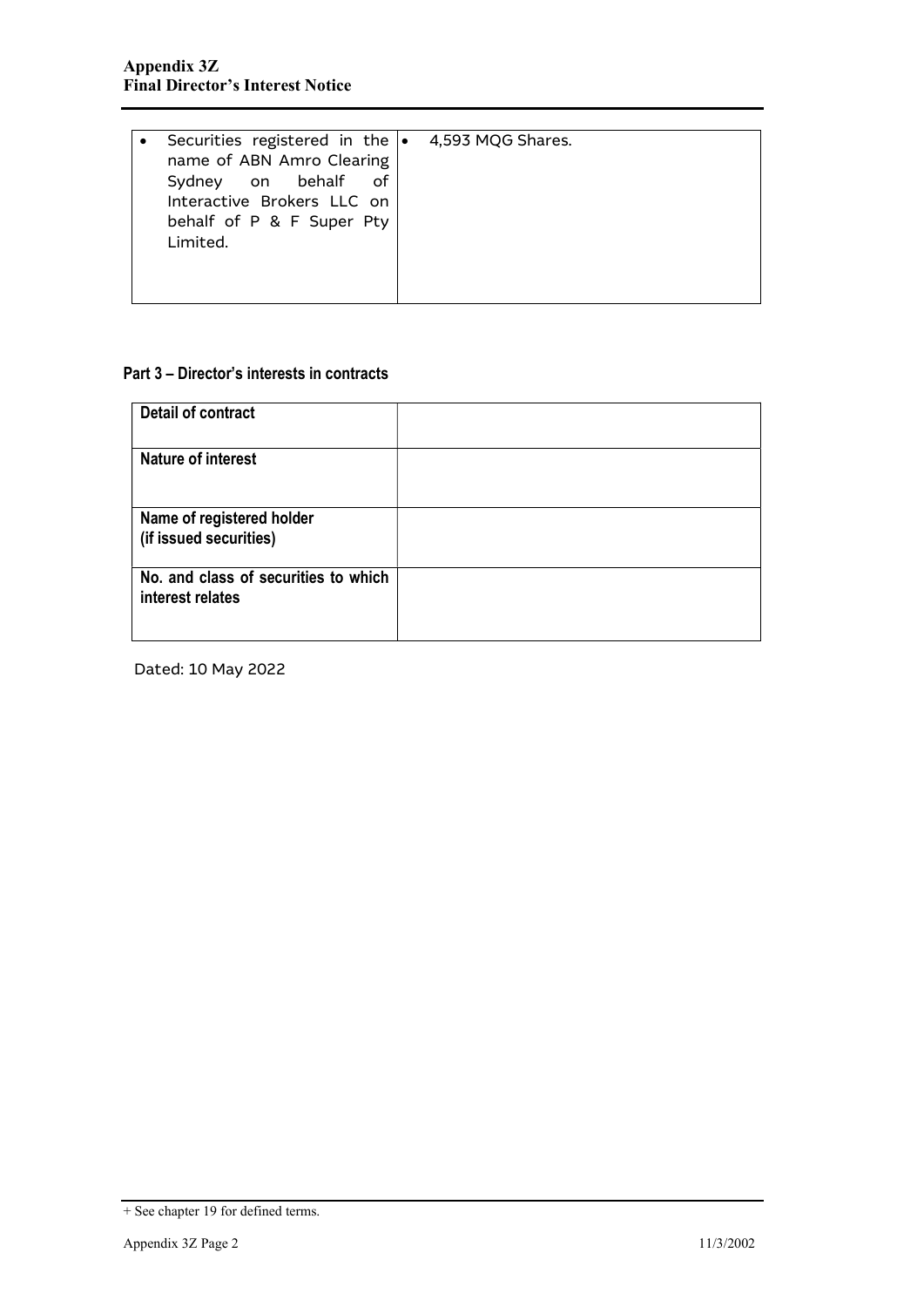| | |
|---|---|
| • Securities registered in the name of ABN Amro Clearing Sydney on behalf of Interactive Brokers LLC on behalf of P & F Super Pty Limited. | • 4,593 MQG Shares. |

## Part 3 – Director's interests in contracts

| | |
|---|---|
| **Detail of contract** | |
| **Nature of interest** | |
| **Name of registered holder (if issued securities)** | |
| **No. and class of securities to which interest relates** | |

Dated: 10 May 2022

+ See chapter 19 for defined terms.